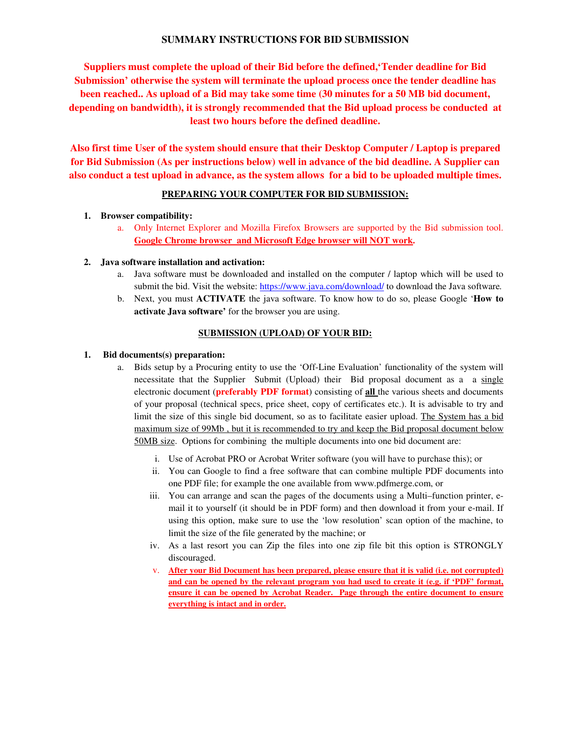# SUMMARY INSTRUCTIONS FOR BID SUBMISSION

**Suppliers must complete the upload of their Bid before the defined,'Tender deadline for Bid Submission' otherwise the system will terminate the upload process once the tender deadline has been reached.. As upload of a Bid may take some time (30 minutes for a 50 MB bid document, depending on bandwidth), it is strongly recommended that the Bid upload process be conducted at least two hours before the defined deadline.**

**Also first time User of the system should ensure that their Desktop Computer / Laptop is prepared for Bid Submission (As per instructions below) well in advance of the bid deadline. A Supplier can also conduct a test upload in advance, as the system allows for a bid to be uploaded multiple times.**

## PREPARING YOUR COMPUTER FOR BID SUBMISSION:

1. **Browser compatibility:**
   a. Only Internet Explorer and Mozilla Firefox Browsers are supported by the Bid submission tool. **Google Chrome browser and Microsoft Edge browser will NOT work.**

2. **Java software installation and activation:**
   a. Java software must be downloaded and installed on the computer / laptop which will be used to submit the bid. Visit the website: https://www.java.com/download/ to download the Java software.
   b. Next, you must **ACTIVATE** the java software. To know how to do so, please Google '**How to activate Java software'** for the browser you are using.

## SUBMISSION (UPLOAD) OF YOUR BID:

1. **Bid documents(s) preparation:**
   a. Bids setup by a Procuring entity to use the 'Off-Line Evaluation' functionality of the system will necessitate that the Supplier Submit (Upload) their Bid proposal document as a a single electronic document (**preferably PDF format**) consisting of **all** the various sheets and documents of your proposal (technical specs, price sheet, copy of certificates etc.). It is advisable to try and limit the size of this single bid document, so as to facilitate easier upload. The System has a bid maximum size of 99Mb , but it is recommended to try and keep the Bid proposal document below 50MB size. Options for combining the multiple documents into one bid document are:

      i. Use of Acrobat PRO or Acrobat Writer software (you will have to purchase this); or
      ii. You can Google to find a free software that can combine multiple PDF documents into one PDF file; for example the one available from www.pdfmerge.com, or
      iii. You can arrange and scan the pages of the documents using a Multi–function printer, e-mail it to yourself (it should be in PDF form) and then download it from your e-mail. If using this option, make sure to use the 'low resolution' scan option of the machine, to limit the size of the file generated by the machine; or
      iv. As a last resort you can Zip the files into one zip file bit this option is STRONGLY discouraged.
      v. **After your Bid Document has been prepared, please ensure that it is valid (i.e. not corrupted) and can be opened by the relevant program you had used to create it (e.g. if 'PDF' format, ensure it can be opened by Acrobat Reader. Page through the entire document to ensure everything is intact and in order.**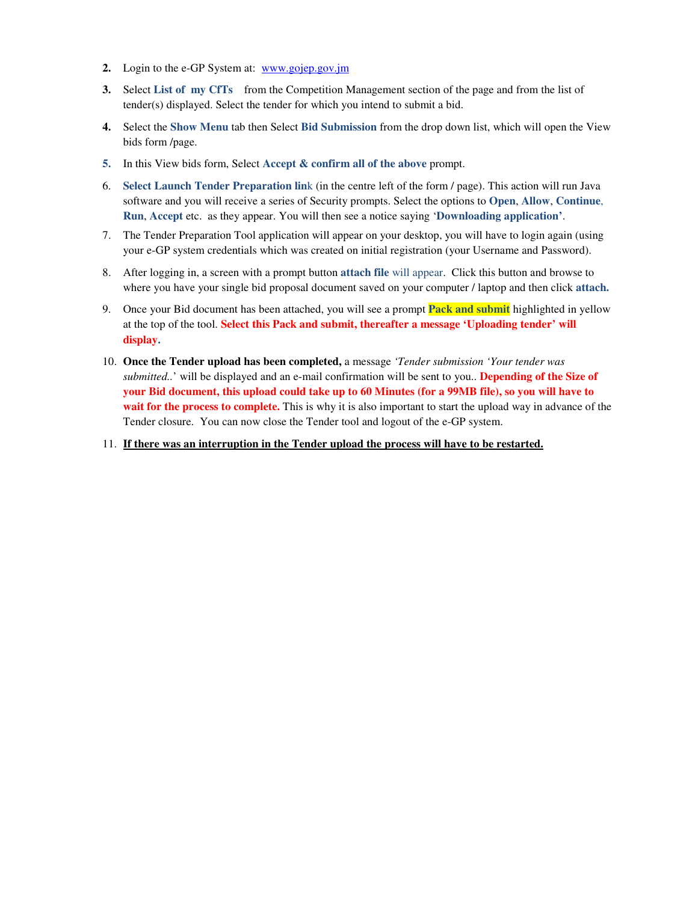2. Login to the e-GP System at: [www.gojep.gov.jm](http://www.gojep.gov.jm)

3. Select **List of my CfTs** from the Competition Management section of the page and from the list of tender(s) displayed. Select the tender for which you intend to submit a bid.

4. Select the **Show Menu** tab then Select **Bid Submission** from the drop down list, which will open the View bids form /page.

5. In this View bids form, Select **Accept & confirm all of the above** prompt.

6. **Select Launch Tender Preparation lin**k (in the centre left of the form / page). This action will run Java software and you will receive a series of Security prompts. Select the options to **Open**, **Allow**, **Continue**, **Run**, **Accept** etc. as they appear. You will then see a notice saying '**Downloading application'**.

7. The Tender Preparation Tool application will appear on your desktop, you will have to login again (using your e-GP system credentials which was created on initial registration (your Username and Password).

8. After logging in, a screen with a prompt button **attach file** will appear. Click this button and browse to where you have your single bid proposal document saved on your computer / laptop and then click **attach.**

9. Once your Bid document has been attached, you will see a prompt **Pack and submit** highlighted in yellow at the top of the tool. **Select this Pack and submit, thereafter a message 'Uploading tender' will display.**

10. **Once the Tender upload has been completed,** a message *'Tender submission 'Your tender was submitted..'* will be displayed and an e-mail confirmation will be sent to you.. **Depending of the Size of your Bid document, this upload could take up to 60 Minutes (for a 99MB file), so you will have to wait for the process to complete.** This is why it is also important to start the upload way in advance of the Tender closure. You can now close the Tender tool and logout of the e-GP system.

11. **<u>If there was an interruption in the Tender upload the process will have to be restarted.</u>**